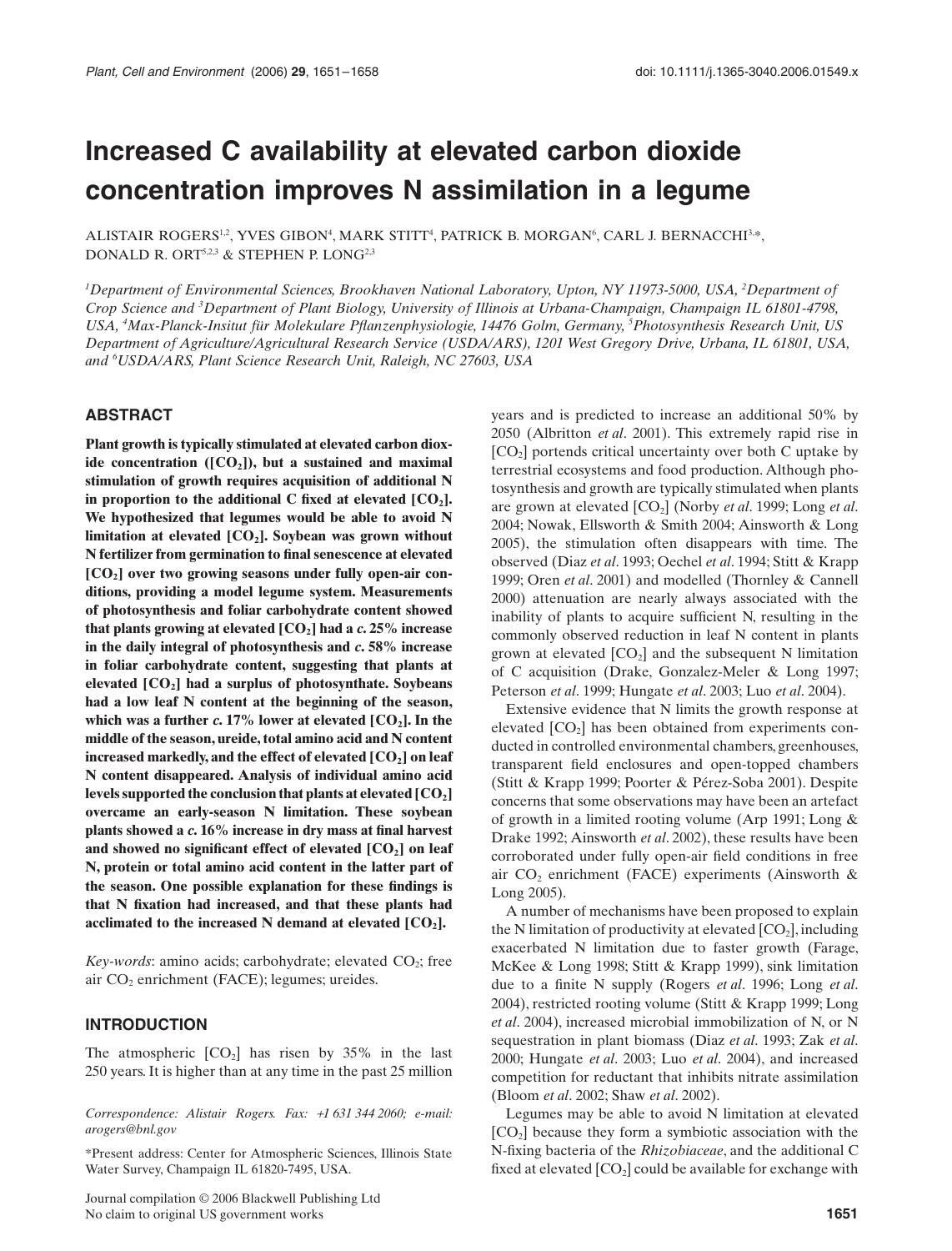# Increased C availability at elevated carbon dioxide concentration improves N assimilation in a legume

ALISTAIR ROGERS[1,2], YVES GIBON[4], MARK STITT[4], PATRICK B. MORGAN[6], CARL J. BERNACCHI[3,*], DONALD R. ORT[5,2,3] & STEPHEN P. LONG[2,3]

*[1]Department of Environmental Sciences, Brookhaven National Laboratory, Upton, NY 11973-5000, USA, [2]Department of Crop Science and [3]Department of Plant Biology, University of Illinois at Urbana-Champaign, Champaign IL 61801-4798, USA, [4]Max-Planck-Insitut für Molekulare Pflanzenphysiologie, 14476 Golm, Germany, [5]Photosynthesis Research Unit, US Department of Agriculture/Agricultural Research Service (USDA/ARS), 1201 West Gregory Drive, Urbana, IL 61801, USA, and [6]USDA/ARS, Plant Science Research Unit, Raleigh, NC 27603, USA*

## ABSTRACT

**Plant growth is typically stimulated at elevated carbon dioxide concentration ([$CO_2$]), but a sustained and maximal stimulation of growth requires acquisition of additional N in proportion to the additional C fixed at elevated [$CO_2$]. We hypothesized that legumes would be able to avoid N limitation at elevated [$CO_2$]. Soybean was grown without N fertilizer from germination to final senescence at elevated [$CO_2$] over two growing seasons under fully open-air conditions, providing a model legume system. Measurements of photosynthesis and foliar carbohydrate content showed that plants growing at elevated [$CO_2$] had a *c.* 25% increase in the daily integral of photosynthesis and *c.* 58% increase in foliar carbohydrate content, suggesting that plants at elevated [$CO_2$] had a surplus of photosynthate. Soybeans had a low leaf N content at the beginning of the season, which was a further *c.* 17% lower at elevated [$CO_2$]. In the middle of the season, ureide, total amino acid and N content increased markedly, and the effect of elevated [$CO_2$] on leaf N content disappeared. Analysis of individual amino acid levels supported the conclusion that plants at elevated [$CO_2$] overcame an early-season N limitation. These soybean plants showed a *c.* 16% increase in dry mass at final harvest and showed no significant effect of elevated [$CO_2$] on leaf N, protein or total amino acid content in the latter part of the season. One possible explanation for these findings is that N fixation had increased, and that these plants had acclimated to the increased N demand at elevated [$CO_2$].**

*Key-words*: amino acids; carbohydrate; elevated $CO_2$; free air $CO_2$ enrichment (FACE); legumes; ureides.

## INTRODUCTION

The atmospheric [$CO_2$] has risen by 35% in the last 250 years. It is higher than at any time in the past 25 million years and is predicted to increase an additional 50% by 2050 (Albritton *et al*. 2001). This extremely rapid rise in [$CO_2$] portends critical uncertainty over both C uptake by terrestrial ecosystems and food production. Although photosynthesis and growth are typically stimulated when plants are grown at elevated [$CO_2$] (Norby *et al*. 1999; Long *et al*. 2004; Nowak, Ellsworth & Smith 2004; Ainsworth & Long 2005), the stimulation often disappears with time. The observed (Diaz *et al*. 1993; Oechel *et al*. 1994; Stitt & Krapp 1999; Oren *et al*. 2001) and modelled (Thornley & Cannell 2000) attenuation are nearly always associated with the inability of plants to acquire sufficient N, resulting in the commonly observed reduction in leaf N content in plants grown at elevated [$CO_2$] and the subsequent N limitation of C acquisition (Drake, Gonzalez-Meler & Long 1997; Peterson *et al*. 1999; Hungate *et al*. 2003; Luo *et al*. 2004).

Extensive evidence that N limits the growth response at elevated [$CO_2$] has been obtained from experiments conducted in controlled environmental chambers, greenhouses, transparent field enclosures and open-topped chambers (Stitt & Krapp 1999; Poorter & Pérez-Soba 2001). Despite concerns that some observations may have been an artefact of growth in a limited rooting volume (Arp 1991; Long & Drake 1992; Ainsworth *et al*. 2002), these results have been corroborated under fully open-air field conditions in free air $CO_2$ enrichment (FACE) experiments (Ainsworth & Long 2005).

A number of mechanisms have been proposed to explain the N limitation of productivity at elevated [$CO_2$], including exacerbated N limitation due to faster growth (Farage, McKee & Long 1998; Stitt & Krapp 1999), sink limitation due to a finite N supply (Rogers *et al*. 1996; Long *et al*. 2004), restricted rooting volume (Stitt & Krapp 1999; Long *et al*. 2004), increased microbial immobilization of N, or N sequestration in plant biomass (Diaz *et al*. 1993; Zak *et al*. 2000; Hungate *et al*. 2003; Luo *et al*. 2004), and increased competition for reductant that inhibits nitrate assimilation (Bloom *et al*. 2002; Shaw *et al*. 2002).

Legumes may be able to avoid N limitation at elevated [$CO_2$] because they form a symbiotic association with the N-fixing bacteria of the *Rhizobiaceae*, and the additional C fixed at elevated [$CO_2$] could be available for exchange with

Correspondence: Alistair Rogers. Fax: +1 631 344 2060; e-mail: arogers@bnl.gov

*Present address: Center for Atmospheric Sciences, Illinois State Water Survey, Champaign IL 61820-7495, USA.

Journal compilation © 2006 Blackwell Publishing Ltd
No claim to original US government works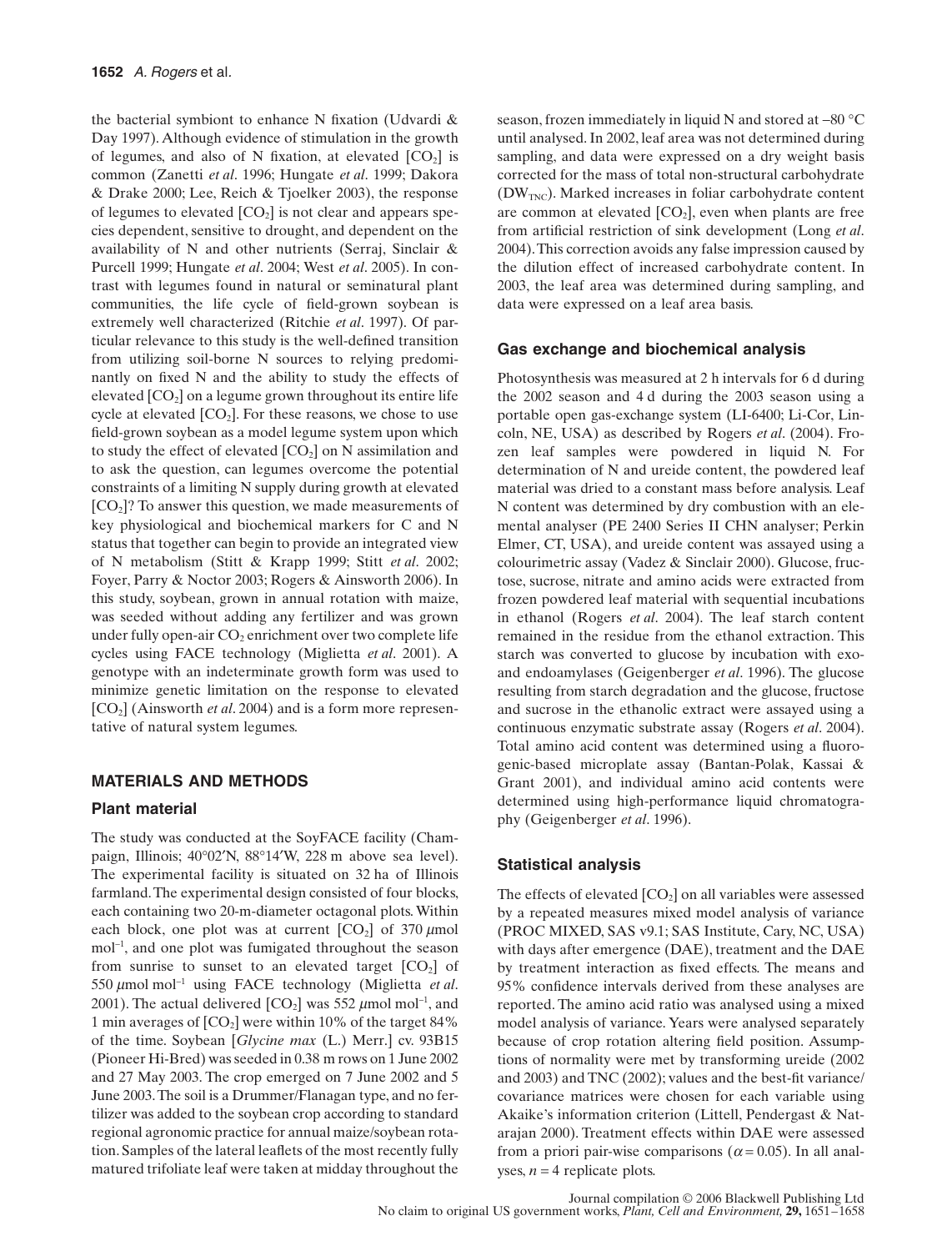the bacterial symbiont to enhance N fixation (Udvardi & Day 1997). Although evidence of stimulation in the growth of legumes, and also of N fixation, at elevated [$CO_2$] is common (Zanetti *et al*. 1996; Hungate *et al*. 1999; Dakora & Drake 2000; Lee, Reich & Tjoelker 2003), the response of legumes to elevated [$CO_2$] is not clear and appears species dependent, sensitive to drought, and dependent on the availability of N and other nutrients (Serraj, Sinclair & Purcell 1999; Hungate *et al*. 2004; West *et al*. 2005). In contrast with legumes found in natural or seminatural plant communities, the life cycle of field-grown soybean is extremely well characterized (Ritchie *et al*. 1997). Of particular relevance to this study is the well-defined transition from utilizing soil-borne N sources to relying predominantly on fixed N and the ability to study the effects of elevated [$CO_2$] on a legume grown throughout its entire life cycle at elevated [$CO_2$]. For these reasons, we chose to use field-grown soybean as a model legume system upon which to study the effect of elevated [$CO_2$] on N assimilation and to ask the question, can legumes overcome the potential constraints of a limiting N supply during growth at elevated [$CO_2$]? To answer this question, we made measurements of key physiological and biochemical markers for C and N status that together can begin to provide an integrated view of N metabolism (Stitt & Krapp 1999; Stitt *et al*. 2002; Foyer, Parry & Noctor 2003; Rogers & Ainsworth 2006). In this study, soybean, grown in annual rotation with maize, was seeded without adding any fertilizer and was grown under fully open-air $CO_2$ enrichment over two complete life cycles using FACE technology (Miglietta *et al*. 2001). A genotype with an indeterminate growth form was used to minimize genetic limitation on the response to elevated [$CO_2$] (Ainsworth *et al*. 2004) and is a form more representative of natural system legumes.

## MATERIALS AND METHODS

### Plant material

The study was conducted at the SoyFACE facility (Champaign, Illinois; 40°02′N, 88°14′W, 228 m above sea level). The experimental facility is situated on 32 ha of Illinois farmland. The experimental design consisted of four blocks, each containing two 20-m-diameter octagonal plots. Within each block, one plot was at current [$CO_2$] of 370 $\mu$mol mol$^{-1}$, and one plot was fumigated throughout the season from sunrise to sunset to an elevated target [$CO_2$] of 550 $\mu$mol mol$^{-1}$ using FACE technology (Miglietta *et al*. 2001). The actual delivered [$CO_2$] was 552 $\mu$mol mol$^{-1}$, and 1 min averages of [$CO_2$] were within 10% of the target 84% of the time. Soybean [*Glycine max* (L.) Merr.] cv. 93B15 (Pioneer Hi-Bred) was seeded in 0.38 m rows on 1 June 2002 and 27 May 2003. The crop emerged on 7 June 2002 and 5 June 2003. The soil is a Drummer/Flanagan type, and no fertilizer was added to the soybean crop according to standard regional agronomic practice for annual maize/soybean rotation. Samples of the lateral leaflets of the most recently fully matured trifoliate leaf were taken at midday throughout the season, frozen immediately in liquid N and stored at –80 °C until analysed. In 2002, leaf area was not determined during sampling, and data were expressed on a dry weight basis corrected for the mass of total non-structural carbohydrate ($DW_{TNC}$). Marked increases in foliar carbohydrate content are common at elevated [$CO_2$], even when plants are free from artificial restriction of sink development (Long *et al*. 2004). This correction avoids any false impression caused by the dilution effect of increased carbohydrate content. In 2003, the leaf area was determined during sampling, and data were expressed on a leaf area basis.

### Gas exchange and biochemical analysis

Photosynthesis was measured at 2 h intervals for 6 d during the 2002 season and 4 d during the 2003 season using a portable open gas-exchange system (LI-6400; Li-Cor, Lincoln, NE, USA) as described by Rogers *et al*. (2004). Frozen leaf samples were powdered in liquid N. For determination of N and ureide content, the powdered leaf material was dried to a constant mass before analysis. Leaf N content was determined by dry combustion with an elemental analyser (PE 2400 Series II CHN analyser; Perkin Elmer, CT, USA), and ureide content was assayed using a colourimetric assay (Vadez & Sinclair 2000). Glucose, fructose, sucrose, nitrate and amino acids were extracted from frozen powdered leaf material with sequential incubations in ethanol (Rogers *et al*. 2004). The leaf starch content remained in the residue from the ethanol extraction. This starch was converted to glucose by incubation with exo- and endoamylases (Geigenberger *et al*. 1996). The glucose resulting from starch degradation and the glucose, fructose and sucrose in the ethanolic extract were assayed using a continuous enzymatic substrate assay (Rogers *et al*. 2004). Total amino acid content was determined using a fluorogenic-based microplate assay (Bantan-Polak, Kassai & Grant 2001), and individual amino acid contents were determined using high-performance liquid chromatography (Geigenberger *et al*. 1996).

### Statistical analysis

The effects of elevated [$CO_2$] on all variables were assessed by a repeated measures mixed model analysis of variance (PROC MIXED, SAS v9.1; SAS Institute, Cary, NC, USA) with days after emergence (DAE), treatment and the DAE by treatment interaction as fixed effects. The means and 95% confidence intervals derived from these analyses are reported. The amino acid ratio was analysed using a mixed model analysis of variance. Years were analysed separately because of crop rotation altering field position. Assumptions of normality were met by transforming ureide (2002 and 2003) and TNC (2002); values and the best-fit variance/covariance matrices were chosen for each variable using Akaike's information criterion (Littell, Pendergast & Natarajan 2000). Treatment effects within DAE were assessed from a priori pair-wise comparisons ($\alpha = 0.05$). In all analyses, $n = 4$ replicate plots.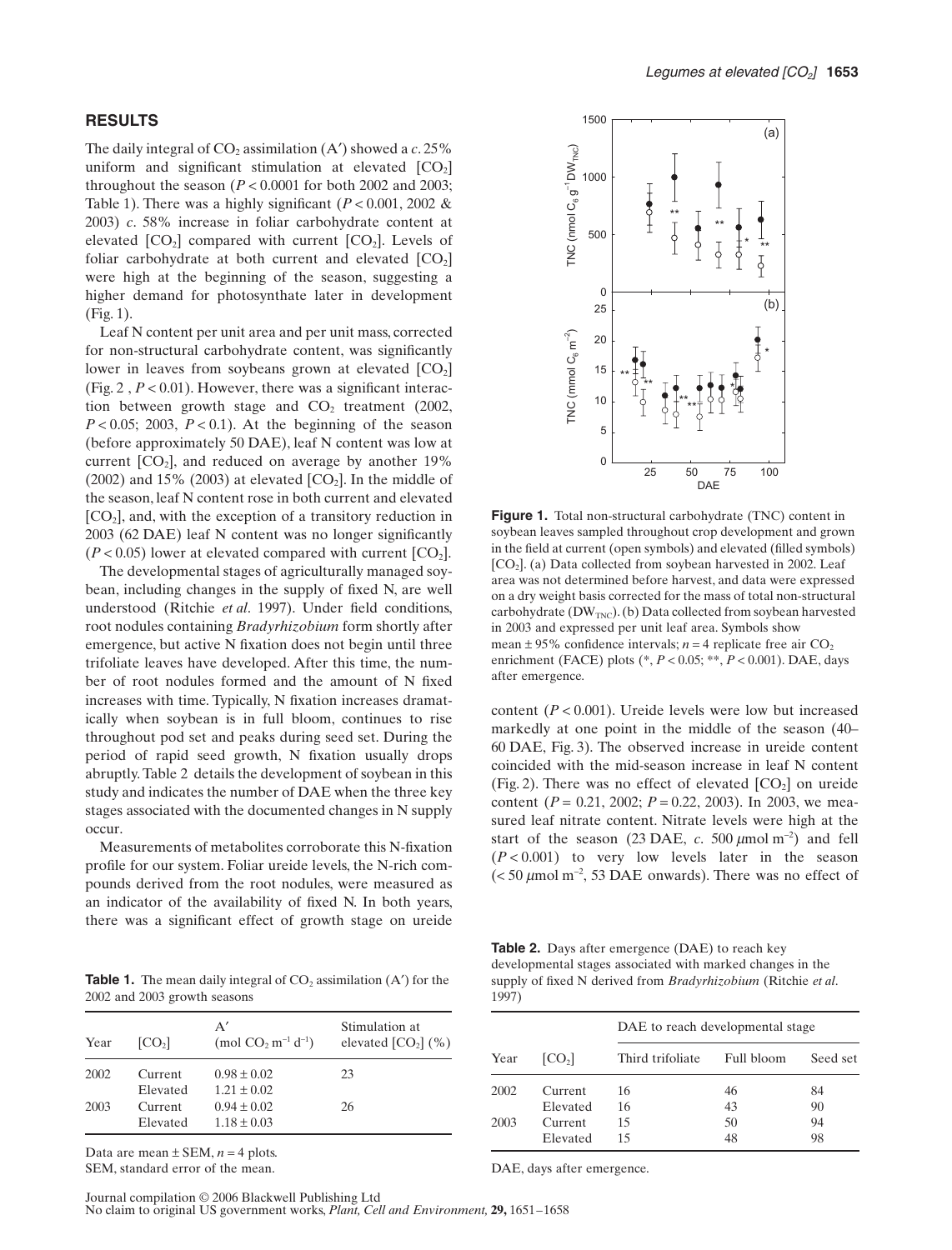## RESULTS

The daily integral of $CO_2$ assimilation (A′) showed a *c.* 25% uniform and significant stimulation at elevated [$CO_2$] throughout the season ($P < 0.0001$ for both 2002 and 2003; Table 1). There was a highly significant ($P < 0.001$, 2002 & 2003) *c.* 58% increase in foliar carbohydrate content at elevated [$CO_2$] compared with current [$CO_2$]. Levels of foliar carbohydrate at both current and elevated [$CO_2$] were high at the beginning of the season, suggesting a higher demand for photosynthate later in development (Fig. 1).

Leaf N content per unit area and per unit mass, corrected for non-structural carbohydrate content, was significantly lower in leaves from soybeans grown at elevated [$CO_2$] (Fig. 2, $P < 0.01$). However, there was a significant interaction between growth stage and $CO_2$ treatment (2002, $P < 0.05$; 2003, $P < 0.1$). At the beginning of the season (before approximately 50 DAE), leaf N content was low at current [$CO_2$], and reduced on average by another 19% (2002) and 15% (2003) at elevated [$CO_2$]. In the middle of the season, leaf N content rose in both current and elevated [$CO_2$], and, with the exception of a transitory reduction in 2003 (62 DAE) leaf N content was no longer significantly ($P < 0.05$) lower at elevated compared with current [$CO_2$].

The developmental stages of agriculturally managed soybean, including changes in the supply of fixed N, are well understood (Ritchie *et al.* 1997). Under field conditions, root nodules containing *Bradyrhizobium* form shortly after emergence, but active N fixation does not begin until three trifoliate leaves have developed. After this time, the number of root nodules formed and the amount of N fixed increases with time. Typically, N fixation increases dramatically when soybean is in full bloom, continues to rise throughout pod set and peaks during seed set. During the period of rapid seed growth, N fixation usually drops abruptly. Table 2 details the development of soybean in this study and indicates the number of DAE when the three key stages associated with the documented changes in N supply occur.

Measurements of metabolites corroborate this N-fixation profile for our system. Foliar ureide levels, the N-rich compounds derived from the root nodules, were measured as an indicator of the availability of fixed N. In both years, there was a significant effect of growth stage on ureide content ($P < 0.001$). Ureide levels were low but increased markedly at one point in the middle of the season (40–60 DAE, Fig. 3). The observed increase in ureide content coincided with the mid-season increase in leaf N content (Fig. 2). There was no effect of elevated [$CO_2$] on ureide content ($P = 0.21$, 2002; $P = 0.22$, 2003). In 2003, we measured leaf nitrate content. Nitrate levels were high at the start of the season (23 DAE, *c.* 500 $\mu$mol m$^{-2}$) and fell ($P < 0.001$) to very low levels later in the season (< 50 $\mu$mol m$^{-2}$, 53 DAE onwards). There was no effect of

**Table 1.** The mean daily integral of $CO_2$ assimilation (A′) for the 2002 and 2003 growth seasons

| Year | [$CO_2$] | A′ (mol $CO_2$ m$^{-1}$ d$^{-1}$) | Stimulation at elevated [$CO_2$] (%) |
|---|---|---|---|
| 2002 | Current | 0.98 ± 0.02 | 23 |
| | Elevated | 1.21 ± 0.02 | |
| 2003 | Current | 0.94 ± 0.02 | 26 |
| | Elevated | 1.18 ± 0.03 | |

Data are mean ± SEM, $n = 4$ plots.
SEM, standard error of the mean.

**Figure 1.** Total non-structural carbohydrate (TNC) content in soybean leaves sampled throughout crop development and grown in the field at current (open symbols) and elevated (filled symbols) [$CO_2$]. (a) Data collected from soybean harvested in 2002. Leaf area was not determined before harvest, and data were expressed on a dry weight basis corrected for the mass of total non-structural carbohydrate ($DW_{TNC}$). (b) Data collected from soybean harvested in 2003 and expressed per unit leaf area. Symbols show mean ± 95% confidence intervals; $n = 4$ replicate free air $CO_2$ enrichment (FACE) plots (*, $P < 0.05$; **, $P < 0.001$). DAE, days after emergence.

**Table 2.** Days after emergence (DAE) to reach key developmental stages associated with marked changes in the supply of fixed N derived from *Bradyrhizobium* (Ritchie *et al.* 1997)

| Year | [$CO_2$] | DAE to reach developmental stage | | |
|---|---|---|---|---|
| | | Third trifoliate | Full bloom | Seed set |
| 2002 | Current | 16 | 46 | 84 |
| | Elevated | 16 | 43 | 90 |
| 2003 | Current | 15 | 50 | 94 |
| | Elevated | 15 | 48 | 98 |

DAE, days after emergence.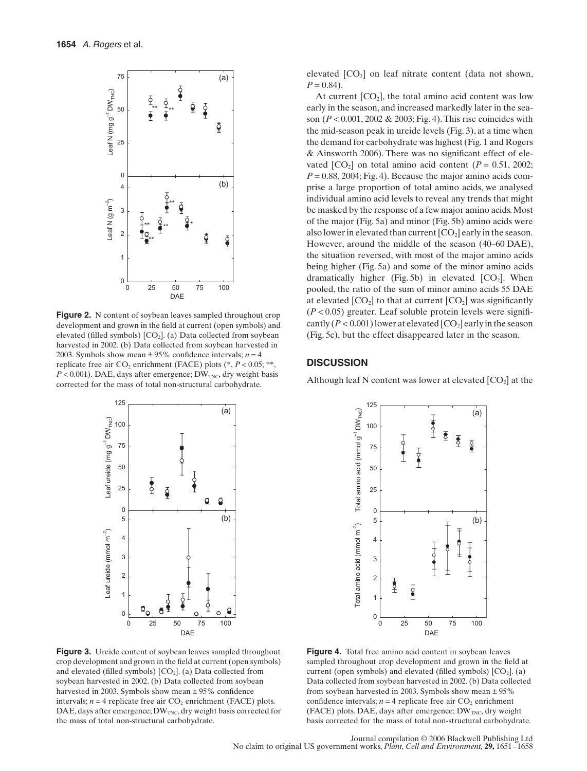**Figure 2.** N content of soybean leaves sampled throughout crop development and grown in the field at current (open symbols) and elevated (filled symbols) [$CO_2$]. (a) Data collected from soybean harvested in 2002. (b) Data collected from soybean harvested in 2003. Symbols show mean ± 95% confidence intervals; $n = 4$ replicate free air $CO_2$ enrichment (FACE) plots (*, $P < 0.05$; **, $P < 0.001$). DAE, days after emergence; $DW_{TNC}$, dry weight basis corrected for the mass of total non-structural carbohydrate.

**Figure 3.** Ureide content of soybean leaves sampled throughout crop development and grown in the field at current (open symbols) and elevated (filled symbols) [$CO_2$]. (a) Data collected from soybean harvested in 2002. (b) Data collected from soybean harvested in 2003. Symbols show mean ± 95% confidence intervals; $n = 4$ replicate free air $CO_2$ enrichment (FACE) plots. DAE, days after emergence; $DW_{TNC}$, dry weight basis corrected for the mass of total non-structural carbohydrate.

elevated [$CO_2$] on leaf nitrate content (data not shown, $P = 0.84$).

At current [$CO_2$], the total amino acid content was low early in the season, and increased markedly later in the season ($P < 0.001$, 2002 & 2003; Fig. 4). This rise coincides with the mid-season peak in ureide levels (Fig. 3), at a time when the demand for carbohydrate was highest (Fig. 1 and Rogers & Ainsworth 2006). There was no significant effect of elevated [$CO_2$] on total amino acid content ($P = 0.51$, 2002; $P = 0.88$, 2004; Fig. 4). Because the major amino acids comprise a large proportion of total amino acids, we analysed individual amino acid levels to reveal any trends that might be masked by the response of a few major amino acids. Most of the major (Fig. 5a) and minor (Fig. 5b) amino acids were also lower in elevated than current [$CO_2$] early in the season. However, around the middle of the season (40–60 DAE), the situation reversed, with most of the major amino acids being higher (Fig. 5a) and some of the minor amino acids dramatically higher (Fig. 5b) in elevated [$CO_2$]. When pooled, the ratio of the sum of minor amino acids 55 DAE at elevated [$CO_2$] to that at current [$CO_2$] was significantly ($P < 0.05$) greater. Leaf soluble protein levels were significantly ($P < 0.001$) lower at elevated [$CO_2$] early in the season (Fig. 5c), but the effect disappeared later in the season.

## DISCUSSION

Although leaf N content was lower at elevated [$CO_2$] at the

**Figure 4.** Total free amino acid content in soybean leaves sampled throughout crop development and grown in the field at current (open symbols) and elevated (filled symbols) [$CO_2$]. (a) Data collected from soybean harvested in 2002. (b) Data collected from soybean harvested in 2003. Symbols show mean ± 95% confidence intervals; $n = 4$ replicate free air $CO_2$ enrichment (FACE) plots. DAE, days after emergence; $DW_{TNC}$, dry weight basis corrected for the mass of total non-structural carbohydrate.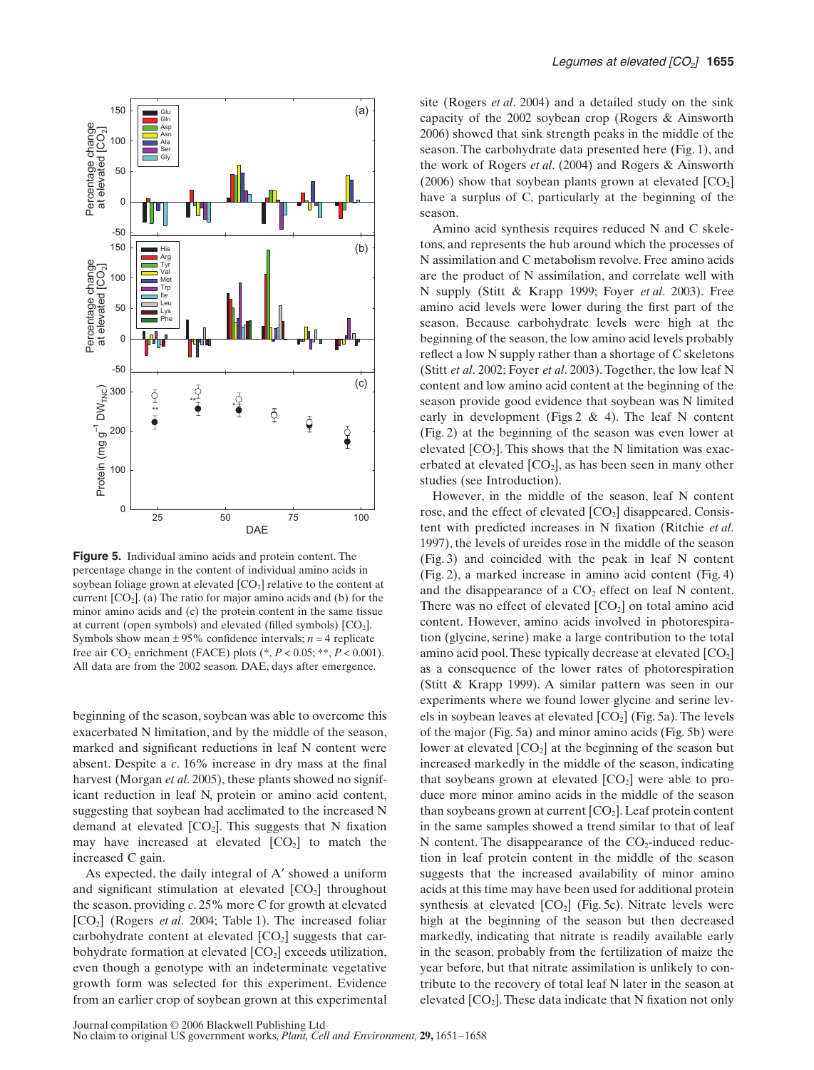**Figure 5.** Individual amino acids and protein content. The percentage change in the content of individual amino acids in soybean foliage grown at elevated [$CO_2$] relative to the content at current [$CO_2$]. (a) The ratio for major amino acids and (b) for the minor amino acids and (c) the protein content in the same tissue at current (open symbols) and elevated (filled symbols) [$CO_2$]. Symbols show mean ± 95% confidence intervals; $n = 4$ replicate free air $CO_2$ enrichment (FACE) plots (*, $P < 0.05$; **, $P < 0.001$). All data are from the 2002 season. DAE, days after emergence.

beginning of the season, soybean was able to overcome this exacerbated N limitation, and by the middle of the season, marked and significant reductions in leaf N content were absent. Despite a *c*. 16% increase in dry mass at the final harvest (Morgan *et al*. 2005), these plants showed no significant reduction in leaf N, protein or amino acid content, suggesting that soybean had acclimated to the increased N demand at elevated [$CO_2$]. This suggests that N fixation may have increased at elevated [$CO_2$] to match the increased C gain.

As expected, the daily integral of A′ showed a uniform and significant stimulation at elevated [$CO_2$] throughout the season, providing *c*. 25% more C for growth at elevated [$CO_2$] (Rogers *et al*. 2004; Table 1). The increased foliar carbohydrate content at elevated [$CO_2$] suggests that carbohydrate formation at elevated [$CO_2$] exceeds utilization, even though a genotype with an indeterminate vegetative growth form was selected for this experiment. Evidence from an earlier crop of soybean grown at this experimental site (Rogers *et al*. 2004) and a detailed study on the sink capacity of the 2002 soybean crop (Rogers & Ainsworth 2006) showed that sink strength peaks in the middle of the season. The carbohydrate data presented here (Fig. 1), and the work of Rogers *et al*. (2004) and Rogers & Ainsworth (2006) show that soybean plants grown at elevated [$CO_2$] have a surplus of C, particularly at the beginning of the season.

Amino acid synthesis requires reduced N and C skeletons, and represents the hub around which the processes of N assimilation and C metabolism revolve. Free amino acids are the product of N assimilation, and correlate well with N supply (Stitt & Krapp 1999; Foyer *et al*. 2003). Free amino acid levels were lower during the first part of the season. Because carbohydrate levels were high at the beginning of the season, the low amino acid levels probably reflect a low N supply rather than a shortage of C skeletons (Stitt *et al*. 2002; Foyer *et al*. 2003). Together, the low leaf N content and low amino acid content at the beginning of the season provide good evidence that soybean was N limited early in development (Figs 2 & 4). The leaf N content (Fig. 2) at the beginning of the season was even lower at elevated [$CO_2$]. This shows that the N limitation was exacerbated at elevated [$CO_2$], as has been seen in many other studies (see Introduction).

However, in the middle of the season, leaf N content rose, and the effect of elevated [$CO_2$] disappeared. Consistent with predicted increases in N fixation (Ritchie *et al*. 1997), the levels of ureides rose in the middle of the season (Fig. 3) and coincided with the peak in leaf N content (Fig. 2), a marked increase in amino acid content (Fig. 4) and the disappearance of a $CO_2$ effect on leaf N content. There was no effect of elevated [$CO_2$] on total amino acid content. However, amino acids involved in photorespiration (glycine, serine) make a large contribution to the total amino acid pool. These typically decrease at elevated [$CO_2$] as a consequence of the lower rates of photorespiration (Stitt & Krapp 1999). A similar pattern was seen in our experiments where we found lower glycine and serine levels in soybean leaves at elevated [$CO_2$] (Fig. 5a). The levels of the major (Fig. 5a) and minor amino acids (Fig. 5b) were lower at elevated [$CO_2$] at the beginning of the season but increased markedly in the middle of the season, indicating that soybeans grown at elevated [$CO_2$] were able to produce more minor amino acids in the middle of the season than soybeans grown at current [$CO_2$]. Leaf protein content in the same samples showed a trend similar to that of leaf N content. The disappearance of the $CO_2$-induced reduction in leaf protein content in the middle of the season suggests that the increased availability of minor amino acids at this time may have been used for additional protein synthesis at elevated [$CO_2$] (Fig. 5c). Nitrate levels were high at the beginning of the season but then decreased markedly, indicating that nitrate is readily available early in the season, probably from the fertilization of maize the year before, but that nitrate assimilation is unlikely to contribute to the recovery of total leaf N later in the season at elevated [$CO_2$]. These data indicate that N fixation not only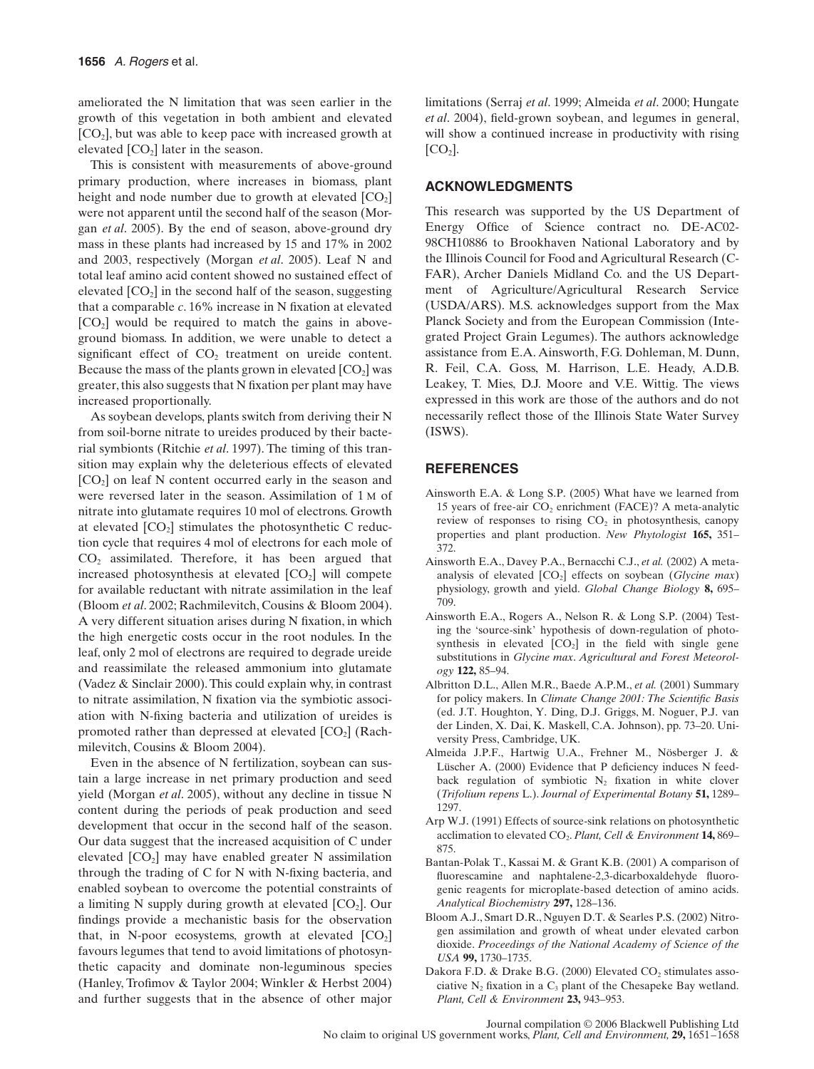ameliorated the N limitation that was seen earlier in the growth of this vegetation in both ambient and elevated [$CO_2$], but was able to keep pace with increased growth at elevated [$CO_2$] later in the season.

This is consistent with measurements of above-ground primary production, where increases in biomass, plant height and node number due to growth at elevated [$CO_2$] were not apparent until the second half of the season (Morgan *et al*. 2005). By the end of season, above-ground dry mass in these plants had increased by 15 and 17% in 2002 and 2003, respectively (Morgan *et al*. 2005). Leaf N and total leaf amino acid content showed no sustained effect of elevated [$CO_2$] in the second half of the season, suggesting that a comparable *c*. 16% increase in N fixation at elevated [$CO_2$] would be required to match the gains in above-ground biomass. In addition, we were unable to detect a significant effect of $CO_2$ treatment on ureide content. Because the mass of the plants grown in elevated [$CO_2$] was greater, this also suggests that N fixation per plant may have increased proportionally.

As soybean develops, plants switch from deriving their N from soil-borne nitrate to ureides produced by their bacterial symbionts (Ritchie *et al*. 1997). The timing of this transition may explain why the deleterious effects of elevated [$CO_2$] on leaf N content occurred early in the season and were reversed later in the season. Assimilation of 1 M of nitrate into glutamate requires 10 mol of electrons. Growth at elevated [$CO_2$] stimulates the photosynthetic C reduction cycle that requires 4 mol of electrons for each mole of $CO_2$ assimilated. Therefore, it has been argued that increased photosynthesis at elevated [$CO_2$] will compete for available reductant with nitrate assimilation in the leaf (Bloom *et al*. 2002; Rachmilevitch, Cousins & Bloom 2004). A very different situation arises during N fixation, in which the high energetic costs occur in the root nodules. In the leaf, only 2 mol of electrons are required to degrade ureide and reassimilate the released ammonium into glutamate (Vadez & Sinclair 2000). This could explain why, in contrast to nitrate assimilation, N fixation via the symbiotic association with N-fixing bacteria and utilization of ureides is promoted rather than depressed at elevated [$CO_2$] (Rachmilevitch, Cousins & Bloom 2004).

Even in the absence of N fertilization, soybean can sustain a large increase in net primary production and seed yield (Morgan *et al*. 2005), without any decline in tissue N content during the periods of peak production and seed development that occur in the second half of the season. Our data suggest that the increased acquisition of C under elevated [$CO_2$] may have enabled greater N assimilation through the trading of C for N with N-fixing bacteria, and enabled soybean to overcome the potential constraints of a limiting N supply during growth at elevated [$CO_2$]. Our findings provide a mechanistic basis for the observation that, in N-poor ecosystems, growth at elevated [$CO_2$] favours legumes that tend to avoid limitations of photosynthetic capacity and dominate non-leguminous species (Hanley, Trofimov & Taylor 2004; Winkler & Herbst 2004) and further suggests that in the absence of other major limitations (Serraj *et al*. 1999; Almeida *et al*. 2000; Hungate *et al*. 2004), field-grown soybean, and legumes in general, will show a continued increase in productivity with rising [$CO_2$].

## ACKNOWLEDGMENTS

This research was supported by the US Department of Energy Office of Science contract no. DE-AC02-98CH10886 to Brookhaven National Laboratory and by the Illinois Council for Food and Agricultural Research (C-FAR), Archer Daniels Midland Co. and the US Department of Agriculture/Agricultural Research Service (USDA/ARS). M.S. acknowledges support from the Max Planck Society and from the European Commission (Integrated Project Grain Legumes). The authors acknowledge assistance from E.A. Ainsworth, F.G. Dohleman, M. Dunn, R. Feil, C.A. Goss, M. Harrison, L.E. Heady, A.D.B. Leakey, T. Mies, D.J. Moore and V.E. Wittig. The views expressed in this work are those of the authors and do not necessarily reflect those of the Illinois State Water Survey (ISWS).

## REFERENCES

Ainsworth E.A. & Long S.P. (2005) What have we learned from 15 years of free-air $CO_2$ enrichment (FACE)? A meta-analytic review of responses to rising $CO_2$ in photosynthesis, canopy properties and plant production. *New Phytologist* **165,** 351–372.

Ainsworth E.A., Davey P.A., Bernacchi C.J., *et al.* (2002) A meta-analysis of elevated [$CO_2$] effects on soybean (*Glycine max*) physiology, growth and yield. *Global Change Biology* **8,** 695–709.

Ainsworth E.A., Rogers A., Nelson R. & Long S.P. (2004) Testing the 'source-sink' hypothesis of down-regulation of photosynthesis in elevated [$CO_2$] in the field with single gene substitutions in *Glycine max*. *Agricultural and Forest Meteorology* **122,** 85–94.

Albritton D.L., Allen M.R., Baede A.P.M., *et al.* (2001) Summary for policy makers. In *Climate Change 2001: The Scientific Basis* (ed. J.T. Houghton, Y. Ding, D.J. Griggs, M. Noguer, P.J. van der Linden, X. Dai, K. Maskell, C.A. Johnson), pp. 73–20. University Press, Cambridge, UK.

Almeida J.P.F., Hartwig U.A., Frehner M., Nösberger J. & Lüscher A. (2000) Evidence that P deficiency induces N feedback regulation of symbiotic $N_2$ fixation in white clover (*Trifolium repens* L.). *Journal of Experimental Botany* **51,** 1289–1297.

Arp W.J. (1991) Effects of source-sink relations on photosynthetic acclimation to elevated $CO_2$. *Plant, Cell & Environment* **14,** 869–875.

Bantan-Polak T., Kassai M. & Grant K.B. (2001) A comparison of fluorescamine and naphtalene-2,3-dicarboxaldehyde fluorogenic reagents for microplate-based detection of amino acids. *Analytical Biochemistry* **297,** 128–136.

Bloom A.J., Smart D.R., Nguyen D.T. & Searles P.S. (2002) Nitrogen assimilation and growth of wheat under elevated carbon dioxide. *Proceedings of the National Academy of Science of the USA* **99,** 1730–1735.

Dakora F.D. & Drake B.G. (2000) Elevated $CO_2$ stimulates associative $N_2$ fixation in a $C_3$ plant of the Chesapeke Bay wetland. *Plant, Cell & Environment* **23,** 943–953.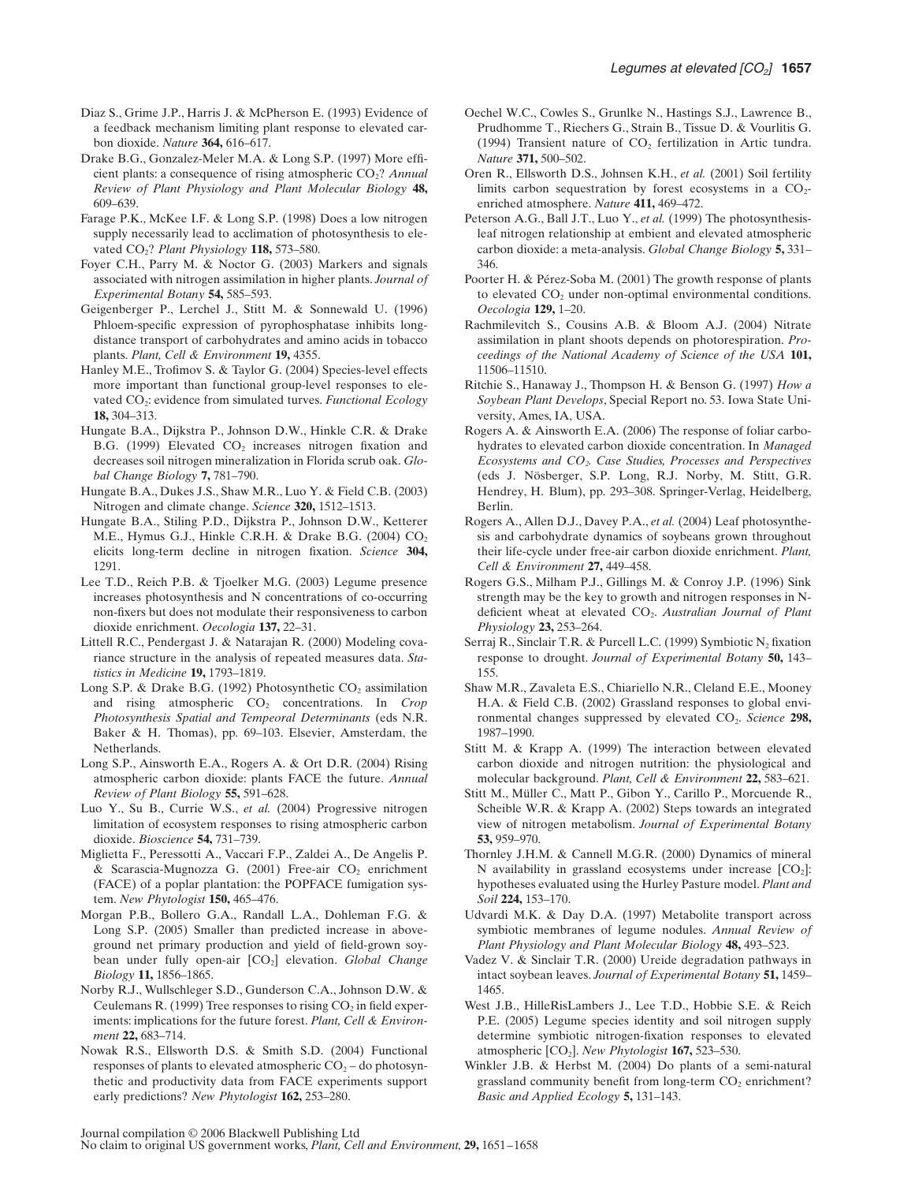Diaz S., Grime J.P., Harris J. & McPherson E. (1993) Evidence of a feedback mechanism limiting plant response to elevated carbon dioxide. *Nature* **364,** 616–617.

Drake B.G., Gonzalez-Meler M.A. & Long S.P. (1997) More efficient plants: a consequence of rising atmospheric $CO_2$? *Annual Review of Plant Physiology and Plant Molecular Biology* **48,** 609–639.

Farage P.K., McKee I.F. & Long S.P. (1998) Does a low nitrogen supply necessarily lead to acclimation of photosynthesis to elevated $CO_2$? *Plant Physiology* **118,** 573–580.

Foyer C.H., Parry M. & Noctor G. (2003) Markers and signals associated with nitrogen assimilation in higher plants. *Journal of Experimental Botany* **54,** 585–593.

Geigenberger P., Lerchel J., Stitt M. & Sonnewald U. (1996) Phloem-specific expression of pyrophosphatase inhibits long-distance transport of carbohydrates and amino acids in tobacco plants. *Plant, Cell & Environment* **19,** 4355.

Hanley M.E., Trofimov S. & Taylor G. (2004) Species-level effects more important than functional group-level responses to elevated $CO_2$: evidence from simulated turves. *Functional Ecology* **18,** 304–313.

Hungate B.A., Dijkstra P., Johnson D.W., Hinkle C.R. & Drake B.G. (1999) Elevated $CO_2$ increases nitrogen fixation and decreases soil nitrogen mineralization in Florida scrub oak. *Global Change Biology* **7,** 781–790.

Hungate B.A., Dukes J.S., Shaw M.R., Luo Y. & Field C.B. (2003) Nitrogen and climate change. *Science* **320,** 1512–1513.

Hungate B.A., Stiling P.D., Dijkstra P., Johnson D.W., Ketterer M.E., Hymus G.J., Hinkle C.R.H. & Drake B.G. (2004) $CO_2$ elicits long-term decline in nitrogen fixation. *Science* **304,** 1291.

Lee T.D., Reich P.B. & Tjoelker M.G. (2003) Legume presence increases photosynthesis and N concentrations of co-occurring non-fixers but does not modulate their responsiveness to carbon dioxide enrichment. *Oecologia* **137,** 22–31.

Littell R.C., Pendergast J. & Natarajan R. (2000) Modeling covariance structure in the analysis of repeated measures data. *Statistics in Medicine* **19,** 1793–1819.

Long S.P. & Drake B.G. (1992) Photosynthetic $CO_2$ assimilation and rising atmospheric $CO_2$ concentrations. In *Crop Photosynthesis Spatial and Tempeoral Determinants* (eds N.R. Baker & H. Thomas), pp. 69–103. Elsevier, Amsterdam, the Netherlands.

Long S.P., Ainsworth E.A., Rogers A. & Ort D.R. (2004) Rising atmospheric carbon dioxide: plants FACE the future. *Annual Review of Plant Biology* **55,** 591–628.

Luo Y., Su B., Currie W.S., *et al.* (2004) Progressive nitrogen limitation of ecosystem responses to rising atmospheric carbon dioxide. *Bioscience* **54,** 731–739.

Miglietta F., Peressotti A., Vaccari F.P., Zaldei A., De Angelis P. & Scarascia-Mugnozza G. (2001) Free-air $CO_2$ enrichment (FACE) of a poplar plantation: the POPFACE fumigation system. *New Phytologist* **150,** 465–476.

Morgan P.B., Bollero G.A., Randall L.A., Dohleman F.G. & Long S.P. (2005) Smaller than predicted increase in aboveground net primary production and yield of field-grown soybean under fully open-air $[CO_2]$ elevation. *Global Change Biology* **11,** 1856–1865.

Norby R.J., Wullschleger S.D., Gunderson C.A., Johnson D.W. & Ceulemans R. (1999) Tree responses to rising $CO_2$ in field experiments: implications for the future forest. *Plant, Cell & Environment* **22,** 683–714.

Nowak R.S., Ellsworth D.S. & Smith S.D. (2004) Functional responses of plants to elevated atmospheric $CO_2$ – do photosynthetic and productivity data from FACE experiments support early predictions? *New Phytologist* **162,** 253–280.

Oechel W.C., Cowles S., Grunlke N., Hastings S.J., Lawrence B., Prudhomme T., Riechers G., Strain B., Tissue D. & Vourlitis G. (1994) Transient nature of $CO_2$ fertilization in Artic tundra. *Nature* **371,** 500–502.

Oren R., Ellsworth D.S., Johnsen K.H., *et al.* (2001) Soil fertility limits carbon sequestration by forest ecosystems in a $CO_2$-enriched atmosphere. *Nature* **411,** 469–472.

Peterson A.G., Ball J.T., Luo Y., *et al.* (1999) The photosynthesis-leaf nitrogen relationship at embient and elevated atmospheric carbon dioxide: a meta-analysis. *Global Change Biology* **5,** 331–346.

Poorter H. & Pérez-Soba M. (2001) The growth response of plants to elevated $CO_2$ under non-optimal environmental conditions. *Oecologia* **129,** 1–20.

Rachmilevitch S., Cousins A.B. & Bloom A.J. (2004) Nitrate assimilation in plant shoots depends on photorespiration. *Proceedings of the National Academy of Science of the USA* **101,** 11506–11510.

Ritchie S., Hanaway J., Thompson H. & Benson G. (1997) *How a Soybean Plant Develops*, Special Report no. 53. Iowa State University, Ames, IA, USA.

Rogers A. & Ainsworth E.A. (2006) The response of foliar carbohydrates to elevated carbon dioxide concentration. In *Managed Ecosystems and $CO_2$. Case Studies, Processes and Perspectives* (eds J. Nösberger, S.P. Long, R.J. Norby, M. Stitt, G.R. Hendrey, H. Blum), pp. 293–308. Springer-Verlag, Heidelberg, Berlin.

Rogers A., Allen D.J., Davey P.A., *et al.* (2004) Leaf photosynthesis and carbohydrate dynamics of soybeans grown throughout their life-cycle under free-air carbon dioxide enrichment. *Plant, Cell & Environment* **27,** 449–458.

Rogers G.S., Milham P.J., Gillings M. & Conroy J.P. (1996) Sink strength may be the key to growth and nitrogen responses in N-deficient wheat at elevated $CO_2$. *Australian Journal of Plant Physiology* **23,** 253–264.

Serraj R., Sinclair T.R. & Purcell L.C. (1999) Symbiotic $N_2$ fixation response to drought. *Journal of Experimental Botany* **50,** 143–155.

Shaw M.R., Zavaleta E.S., Chiariello N.R., Cleland E.E., Mooney H.A. & Field C.B. (2002) Grassland responses to global environmental changes suppressed by elevated $CO_2$. *Science* **298,** 1987–1990.

Stitt M. & Krapp A. (1999) The interaction between elevated carbon dioxide and nitrogen nutrition: the physiological and molecular background. *Plant, Cell & Environment* **22,** 583–621.

Stitt M., Müller C., Matt P., Gibon Y., Carillo P., Morcuende R., Scheible W.R. & Krapp A. (2002) Steps towards an integrated view of nitrogen metabolism. *Journal of Experimental Botany* **53,** 959–970.

Thornley J.H.M. & Cannell M.G.R. (2000) Dynamics of mineral N availability in grassland ecosystems under increase $[CO_2]$: hypotheses evaluated using the Hurley Pasture model. *Plant and Soil* **224,** 153–170.

Udvardi M.K. & Day D.A. (1997) Metabolite transport across symbiotic membranes of legume nodules. *Annual Review of Plant Physiology and Plant Molecular Biology* **48,** 493–523.

Vadez V. & Sinclair T.R. (2000) Ureide degradation pathways in intact soybean leaves. *Journal of Experimental Botany* **51,** 1459–1465.

West J.B., HilleRisLambers J., Lee T.D., Hobbie S.E. & Reich P.E. (2005) Legume species identity and soil nitrogen supply determine symbiotic nitrogen-fixation responses to elevated atmospheric $[CO_2]$. *New Phytologist* **167,** 523–530.

Winkler J.B. & Herbst M. (2004) Do plants of a semi-natural grassland community benefit from long-term $CO_2$ enrichment? *Basic and Applied Ecology* **5,** 131–143.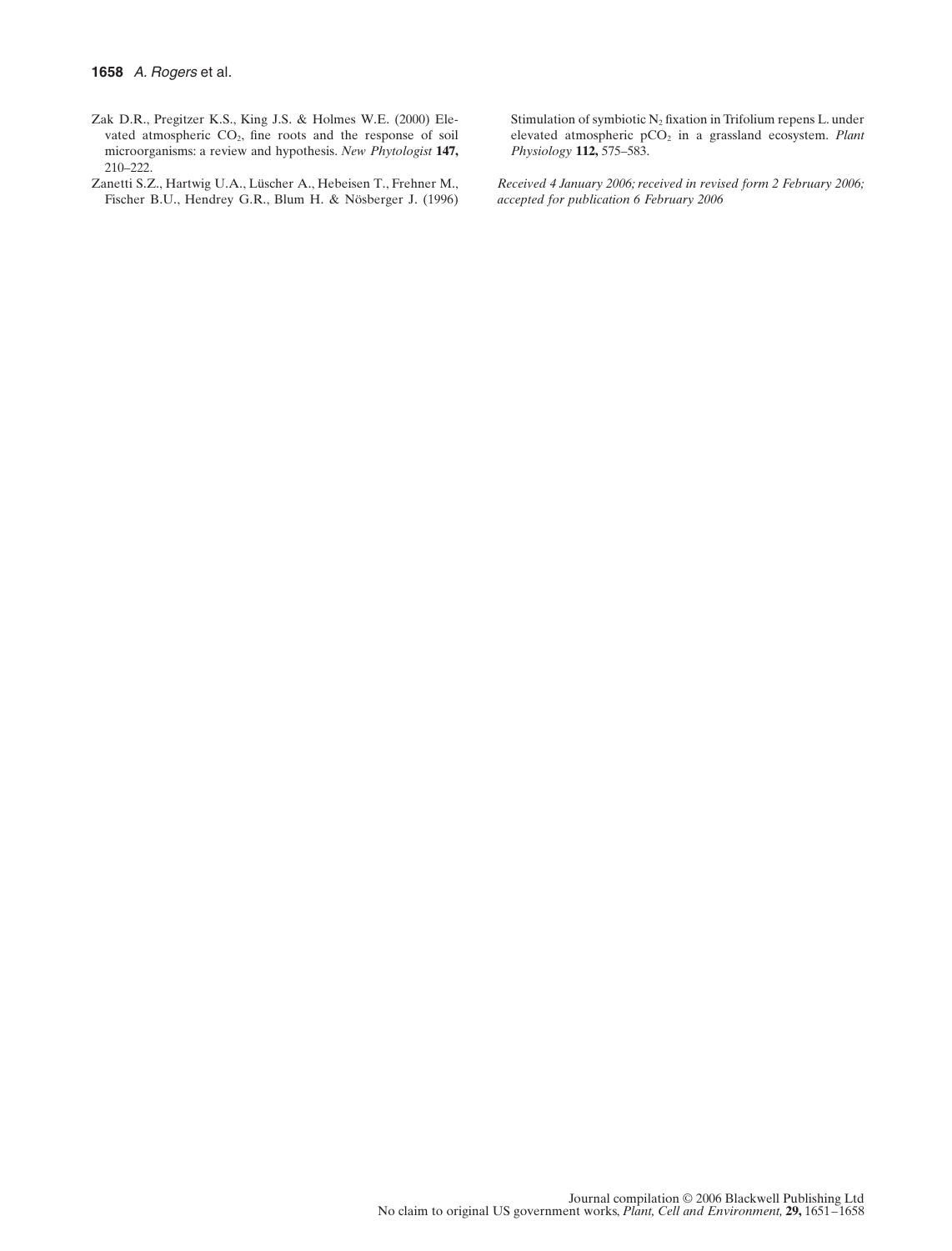Zak D.R., Pregitzer K.S., King J.S. & Holmes W.E. (2000) Elevated atmospheric $CO_2$, fine roots and the response of soil microorganisms: a review and hypothesis. *New Phytologist* **147,** 210–222.

Zanetti S.Z., Hartwig U.A., Lüscher A., Hebeisen T., Frehner M., Fischer B.U., Hendrey G.R., Blum H. & Nösberger J. (1996) Stimulation of symbiotic $N_2$ fixation in Trifolium repens L. under elevated atmospheric $pCO_2$ in a grassland ecosystem. *Plant Physiology* **112,** 575–583.

*Received 4 January 2006; received in revised form 2 February 2006; accepted for publication 6 February 2006*